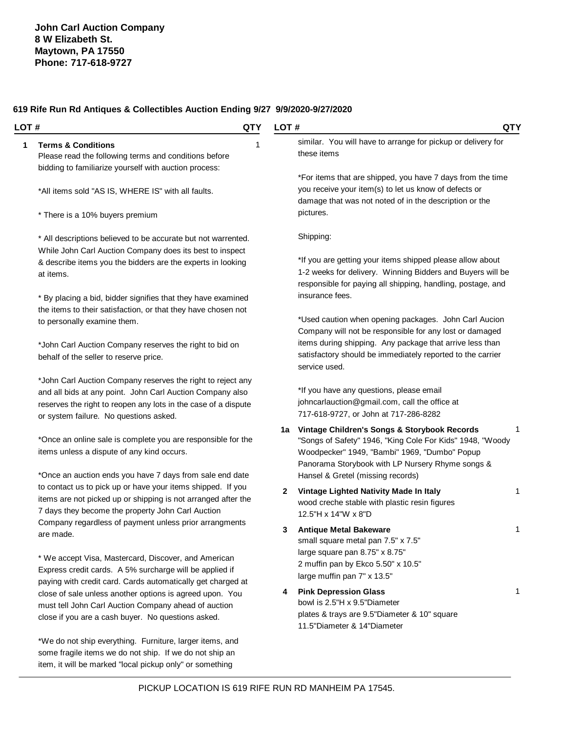**John Carl Auction Company**
**8 W Elizabeth St.**
**Maytown, PA 17550**
**Phone: 717-618-9727**

**619 Rife Run Rd Antiques & Collectibles Auction Ending 9/27 9/9/2020-9/27/2020**

| LOT # | | QTY |
|---|---|---|
| 1 | **Terms & Conditions** | 1 |

Please read the following terms and conditions before bidding to familiarize yourself with auction process:

*All items sold "AS IS, WHERE IS" with all faults.

* There is a 10% buyers premium

* All descriptions believed to be accurate but not warrented. While John Carl Auction Company does its best to inspect & describe items you the bidders are the experts in looking at items.

* By placing a bid, bidder signifies that they have examined the items to their satisfaction, or that they have chosen not to personally examine them.

*John Carl Auction Company reserves the right to bid on behalf of the seller to reserve price.

*John Carl Auction Company reserves the right to reject any and all bids at any point. John Carl Auction Company also reserves the right to reopen any lots in the case of a dispute or system failure. No questions asked.

*Once an online sale is complete you are responsible for the items unless a dispute of any kind occurs.

*Once an auction ends you have 7 days from sale end date to contact us to pick up or have your items shipped. If you items are not picked up or shipping is not arranged after the 7 days they become the property John Carl Auction Company regardless of payment unless prior arrangments are made.

* We accept Visa, Mastercard, Discover, and American Express credit cards. A 5% surcharge will be applied if paying with credit card. Cards automatically get charged at close of sale unless another options is agreed upon. You must tell John Carl Auction Company ahead of auction close if you are a cash buyer. No questions asked.

*We do not ship everything. Furniture, larger items, and some fragile items we do not ship. If we do not ship an item, it will be marked "local pickup only" or something similar. You will have to arrange for pickup or delivery for these items

*For items that are shipped, you have 7 days from the time you receive your item(s) to let us know of defects or damage that was not noted of in the description or the pictures.

Shipping:

*If you are getting your items shipped please allow about 1-2 weeks for delivery. Winning Bidders and Buyers will be responsible for paying all shipping, handling, postage, and insurance fees.

*Used caution when opening packages. John Carl Aucion Company will not be responsible for any lost or damaged items during shipping. Any package that arrive less than satisfactory should be immediately reported to the carrier service used.

*If you have any questions, please email johncarlauction@gmail.com, call the office at 717-618-9727, or John at 717-286-8282

| LOT # | | QTY |
|---|---|---|
| 1a | **Vintage Children's Songs & Storybook Records**<br>"Songs of Safety" 1946, "King Cole For Kids" 1948, "Woody Woodpecker" 1949, "Bambi" 1969, "Dumbo" Popup Panorama Storybook with LP Nursery Rhyme songs & Hansel & Gretel (missing records) | 1 |
| 2 | **Vintage Lighted Nativity Made In Italy**<br>wood creche stable with plastic resin figures<br>12.5"H x 14"W x 8"D | 1 |
| 3 | **Antique Metal Bakeware**<br>small square metal pan 7.5" x 7.5"<br>large square pan 8.75" x 8.75"<br>2 muffin pan by Ekco 5.50" x 10.5"<br>large muffin pan 7" x 13.5" | 1 |
| 4 | **Pink Depression Glass**<br>bowl is 2.5"H x 9.5"Diameter<br>plates & trays are 9.5"Diameter & 10" square<br>11.5"Diameter & 14"Diameter | 1 |

PICKUP LOCATION IS 619 RIFE RUN RD MANHEIM PA 17545.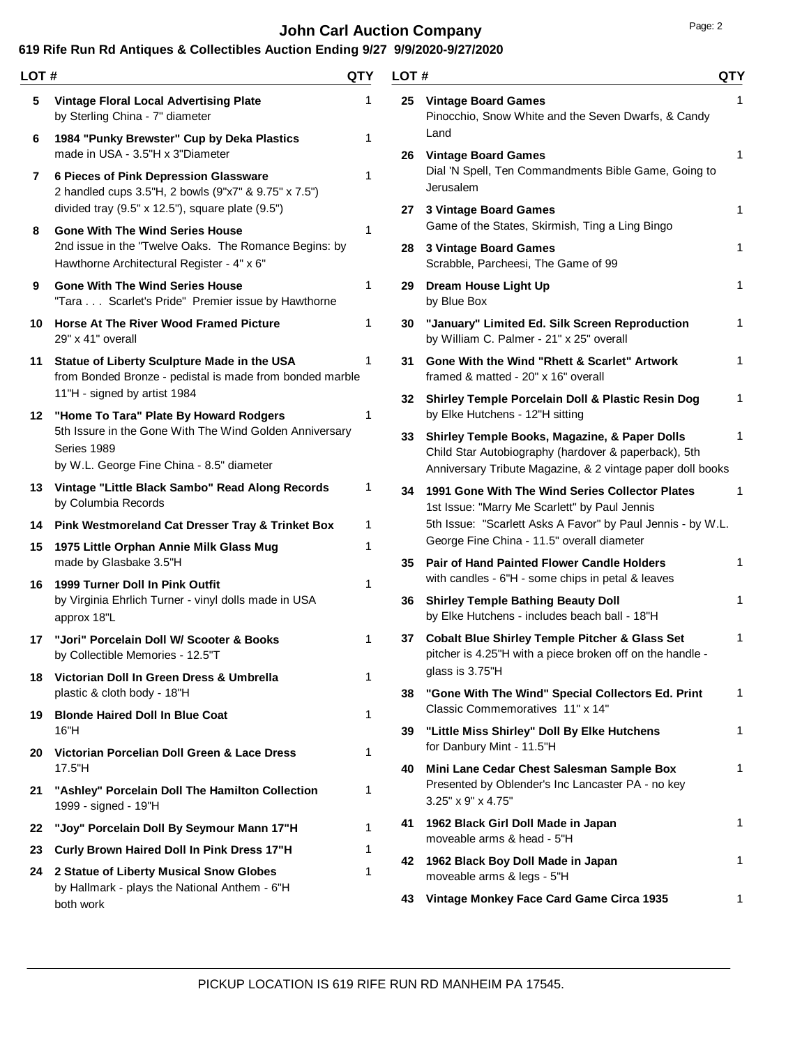# John Carl Auction Company

**619 Rife Run Rd Antiques & Collectibles Auction Ending 9/27 9/9/2020-9/27/2020**

| LOT # | | QTY |
|---|---|---|
| 5 | **Vintage Floral Local Advertising Plate**<br>by Sterling China - 7" diameter | 1 |
| 6 | **1984 "Punky Brewster" Cup by Deka Plastics**<br>made in USA - 3.5"H x 3"Diameter | 1 |
| 7 | **6 Pieces of Pink Depression Glassware**<br>2 handled cups 3.5"H, 2 bowls (9"x7" & 9.75" x 7.5")<br>divided tray (9.5" x 12.5"), square plate (9.5") | 1 |
| 8 | **Gone With The Wind Series House**<br>2nd issue in the "Twelve Oaks. The Romance Begins: by Hawthorne Architectural Register - 4" x 6" | 1 |
| 9 | **Gone With The Wind Series House**<br>"Tara . . . Scarlet's Pride" Premier issue by Hawthorne | 1 |
| 10 | **Horse At The River Wood Framed Picture**<br>29" x 41" overall | 1 |
| 11 | **Statue of Liberty Sculpture Made in the USA**<br>from Bonded Bronze - pedistal is made from bonded marble<br>11"H - signed by artist 1984 | 1 |
| 12 | **"Home To Tara" Plate By Howard Rodgers**<br>5th Issue in the Gone With The Wind Golden Anniversary Series 1989<br>by W.L. George Fine China - 8.5" diameter | 1 |
| 13 | **Vintage "Little Black Sambo" Read Along Records**<br>by Columbia Records | 1 |
| 14 | **Pink Westmoreland Cat Dresser Tray & Trinket Box** | 1 |
| 15 | **1975 Little Orphan Annie Milk Glass Mug**<br>made by Glasbake 3.5"H | 1 |
| 16 | **1999 Turner Doll In Pink Outfit**<br>by Virginia Ehrlich Turner - vinyl dolls made in USA<br>approx 18"L | 1 |
| 17 | **"Jori" Porcelain Doll W/ Scooter & Books**<br>by Collectible Memories - 12.5"T | 1 |
| 18 | **Victorian Doll In Green Dress & Umbrella**<br>plastic & cloth body - 18"H | 1 |
| 19 | **Blonde Haired Doll In Blue Coat**<br>16"H | 1 |
| 20 | **Victorian Porcelian Doll Green & Lace Dress**<br>17.5"H | 1 |
| 21 | **"Ashley" Porcelain Doll The Hamilton Collection**<br>1999 - signed - 19"H | 1 |
| 22 | **"Joy" Porcelain Doll By Seymour Mann 17"H** | 1 |
| 23 | **Curly Brown Haired Doll In Pink Dress 17"H** | 1 |
| 24 | **2 Statue of Liberty Musical Snow Globes**<br>by Hallmark - plays the National Anthem - 6"H<br>both work | 1 |
| 25 | **Vintage Board Games**<br>Pinocchio, Snow White and the Seven Dwarfs, & Candy Land | 1 |
| 26 | **Vintage Board Games**<br>Dial 'N Spell, Ten Commandments Bible Game, Going to Jerusalem | 1 |
| 27 | **3 Vintage Board Games**<br>Game of the States, Skirmish, Ting a Ling Bingo | 1 |
| 28 | **3 Vintage Board Games**<br>Scrabble, Parcheesi, The Game of 99 | 1 |
| 29 | **Dream House Light Up**<br>by Blue Box | 1 |
| 30 | **"January" Limited Ed. Silk Screen Reproduction**<br>by William C. Palmer - 21" x 25" overall | 1 |
| 31 | **Gone With the Wind "Rhett & Scarlet" Artwork**<br>framed & matted - 20" x 16" overall | 1 |
| 32 | **Shirley Temple Porcelain Doll & Plastic Resin Dog**<br>by Elke Hutchens - 12"H sitting | 1 |
| 33 | **Shirley Temple Books, Magazine, & Paper Dolls**<br>Child Star Autobiography (hardover & paperback), 5th Anniversary Tribute Magazine, & 2 vintage paper doll books | 1 |
| 34 | **1991 Gone With The Wind Series Collector Plates**<br>1st Issue: "Marry Me Scarlett" by Paul Jennis<br>5th Issue: "Scarlett Asks A Favor" by Paul Jennis - by W.L. George Fine China - 11.5" overall diameter | 1 |
| 35 | **Pair of Hand Painted Flower Candle Holders**<br>with candles - 6"H - some chips in petal & leaves | 1 |
| 36 | **Shirley Temple Bathing Beauty Doll**<br>by Elke Hutchens - includes beach ball - 18"H | 1 |
| 37 | **Cobalt Blue Shirley Temple Pitcher & Glass Set**<br>pitcher is 4.25"H with a piece broken off on the handle - glass is 3.75"H | 1 |
| 38 | **"Gone With The Wind" Special Collectors Ed. Print**<br>Classic Commemoratives 11" x 14" | 1 |
| 39 | **"Little Miss Shirley" Doll By Elke Hutchens**<br>for Danbury Mint - 11.5"H | 1 |
| 40 | **Mini Lane Cedar Chest Salesman Sample Box**<br>Presented by Oblender's Inc Lancaster PA - no key<br>3.25" x 9" x 4.75" | 1 |
| 41 | **1962 Black Girl Doll Made in Japan**<br>moveable arms & head - 5"H | 1 |
| 42 | **1962 Black Boy Doll Made in Japan**<br>moveable arms & legs - 5"H | 1 |
| 43 | **Vintage Monkey Face Card Game Circa 1935** | 1 |

PICKUP LOCATION IS 619 RIFE RUN RD MANHEIM PA 17545.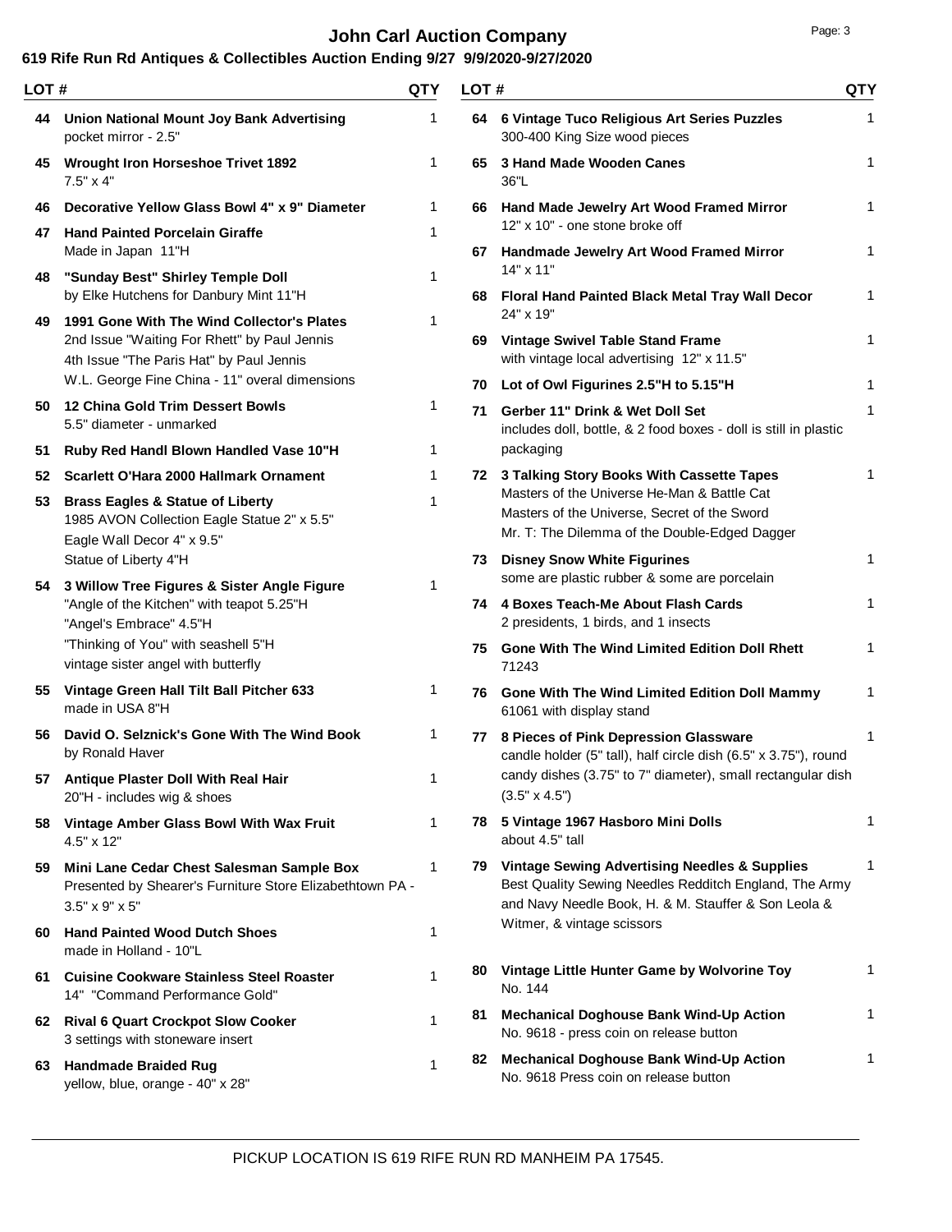# John Carl Auction Company

**619 Rife Run Rd Antiques & Collectibles Auction Ending 9/27 9/9/2020-9/27/2020**

| LOT # | | QTY |
|---|---|---|
| 44 | **Union National Mount Joy Bank Advertising**<br>pocket mirror - 2.5" | 1 |
| 45 | **Wrought Iron Horseshoe Trivet 1892**<br>7.5" x 4" | 1 |
| 46 | **Decorative Yellow Glass Bowl 4" x 9" Diameter** | 1 |
| 47 | **Hand Painted Porcelain Giraffe**<br>Made in Japan 11"H | 1 |
| 48 | **"Sunday Best" Shirley Temple Doll**<br>by Elke Hutchens for Danbury Mint 11"H | 1 |
| 49 | **1991 Gone With The Wind Collector's Plates**<br>2nd Issue "Waiting For Rhett" by Paul Jennis<br>4th Issue "The Paris Hat" by Paul Jennis<br>W.L. George Fine China - 11" overal dimensions | 1 |
| 50 | **12 China Gold Trim Dessert Bowls**<br>5.5" diameter - unmarked | 1 |
| 51 | **Ruby Red Handl Blown Handled Vase 10"H** | 1 |
| 52 | **Scarlett O'Hara 2000 Hallmark Ornament** | 1 |
| 53 | **Brass Eagles & Statue of Liberty**<br>1985 AVON Collection Eagle Statue 2" x 5.5"<br>Eagle Wall Decor 4" x 9.5"<br>Statue of Liberty 4"H | 1 |
| 54 | **3 Willow Tree Figures & Sister Angle Figure**<br>"Angle of the Kitchen" with teapot 5.25"H<br>"Angel's Embrace" 4.5"H<br>"Thinking of You" with seashell 5"H<br>vintage sister angel with butterfly | 1 |
| 55 | **Vintage Green Hall Tilt Ball Pitcher 633**<br>made in USA 8"H | 1 |
| 56 | **David O. Selznick's Gone With The Wind Book**<br>by Ronald Haver | 1 |
| 57 | **Antique Plaster Doll With Real Hair**<br>20"H - includes wig & shoes | 1 |
| 58 | **Vintage Amber Glass Bowl With Wax Fruit**<br>4.5" x 12" | 1 |
| 59 | **Mini Lane Cedar Chest Salesman Sample Box**<br>Presented by Shearer's Furniture Store Elizabethtown PA - 3.5" x 9" x 5" | 1 |
| 60 | **Hand Painted Wood Dutch Shoes**<br>made in Holland - 10"L | 1 |
| 61 | **Cuisine Cookware Stainless Steel Roaster**<br>14" "Command Performance Gold" | 1 |
| 62 | **Rival 6 Quart Crockpot Slow Cooker**<br>3 settings with stoneware insert | 1 |
| 63 | **Handmade Braided Rug**<br>yellow, blue, orange - 40" x 28" | 1 |
| 64 | **6 Vintage Tuco Religious Art Series Puzzles**<br>300-400 King Size wood pieces | 1 |
| 65 | **3 Hand Made Wooden Canes**<br>36"L | 1 |
| 66 | **Hand Made Jewelry Art Wood Framed Mirror**<br>12" x 10" - one stone broke off | 1 |
| 67 | **Handmade Jewelry Art Wood Framed Mirror**<br>14" x 11" | 1 |
| 68 | **Floral Hand Painted Black Metal Tray Wall Decor**<br>24" x 19" | 1 |
| 69 | **Vintage Swivel Table Stand Frame**<br>with vintage local advertising 12" x 11.5" | 1 |
| 70 | **Lot of Owl Figurines 2.5"H to 5.15"H** | 1 |
| 71 | **Gerber 11" Drink & Wet Doll Set**<br>includes doll, bottle, & 2 food boxes - doll is still in plastic packaging | 1 |
| 72 | **3 Talking Story Books With Cassette Tapes**<br>Masters of the Universe He-Man & Battle Cat<br>Masters of the Universe, Secret of the Sword<br>Mr. T: The Dilemma of the Double-Edged Dagger | 1 |
| 73 | **Disney Snow White Figurines**<br>some are plastic rubber & some are porcelain | 1 |
| 74 | **4 Boxes Teach-Me About Flash Cards**<br>2 presidents, 1 birds, and 1 insects | 1 |
| 75 | **Gone With The Wind Limited Edition Doll Rhett**<br>71243 | 1 |
| 76 | **Gone With The Wind Limited Edition Doll Mammy**<br>61061 with display stand | 1 |
| 77 | **8 Pieces of Pink Depression Glassware**<br>candle holder (5" tall), half circle dish (6.5" x 3.75"), round candy dishes (3.75" to 7" diameter), small rectangular dish (3.5" x 4.5") | 1 |
| 78 | **5 Vintage 1967 Hasboro Mini Dolls**<br>about 4.5" tall | 1 |
| 79 | **Vintage Sewing Advertising Needles & Supplies**<br>Best Quality Sewing Needles Redditch England, The Army and Navy Needle Book, H. & M. Stauffer & Son Leola & Witmer, & vintage scissors | 1 |
| 80 | **Vintage Little Hunter Game by Wolvorine Toy**<br>No. 144 | 1 |
| 81 | **Mechanical Doghouse Bank Wind-Up Action**<br>No. 9618 - press coin on release button | 1 |
| 82 | **Mechanical Doghouse Bank Wind-Up Action**<br>No. 9618 Press coin on release button | 1 |

PICKUP LOCATION IS 619 RIFE RUN RD MANHEIM PA 17545.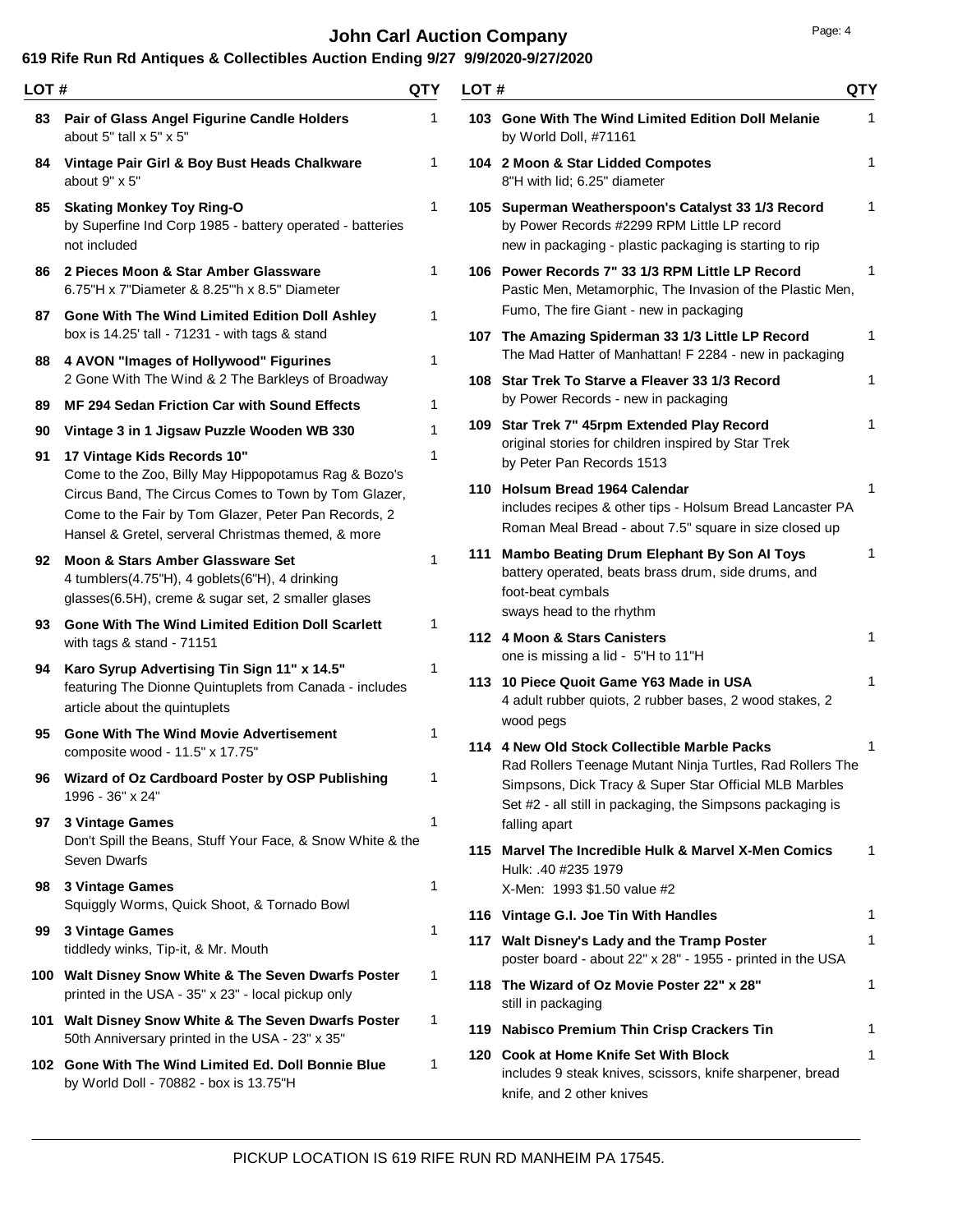# John Carl Auction Company

## 619 Rife Run Rd Antiques & Collectibles Auction Ending 9/27 9/9/2020-9/27/2020

| LOT # | | QTY |
|---|---|---|
| 83 | **Pair of Glass Angel Figurine Candle Holders**<br>about 5" tall x 5" x 5" | 1 |
| 84 | **Vintage Pair Girl & Boy Bust Heads Chalkware**<br>about 9" x 5" | 1 |
| 85 | **Skating Monkey Toy Ring-O**<br>by Superfine Ind Corp 1985 - battery operated - batteries not included | 1 |
| 86 | **2 Pieces Moon & Star Amber Glassware**<br>6.75"H x 7"Diameter & 8.25"'h x 8.5" Diameter | 1 |
| 87 | **Gone With The Wind Limited Edition Doll Ashley**<br>box is 14.25' tall - 71231 - with tags & stand | 1 |
| 88 | **4 AVON "Images of Hollywood" Figurines**<br>2 Gone With The Wind & 2 The Barkleys of Broadway | 1 |
| 89 | **MF 294 Sedan Friction Car with Sound Effects** | 1 |
| 90 | **Vintage 3 in 1 Jigsaw Puzzle Wooden WB 330** | 1 |
| 91 | **17 Vintage Kids Records 10"**<br>Come to the Zoo, Billy May Hippopotamus Rag & Bozo's Circus Band, The Circus Comes to Town by Tom Glazer, Come to the Fair by Tom Glazer, Peter Pan Records, 2 Hansel & Gretel, serveral Christmas themed, & more | 1 |
| 92 | **Moon & Stars Amber Glassware Set**<br>4 tumblers(4.75"H), 4 goblets(6"H), 4 drinking glasses(6.5H), creme & sugar set, 2 smaller glases | 1 |
| 93 | **Gone With The Wind Limited Edition Doll Scarlett**<br>with tags & stand - 71151 | 1 |
| 94 | **Karo Syrup Advertising Tin Sign 11" x 14.5"**<br>featuring The Dionne Quintuplets from Canada - includes article about the quintuplets | 1 |
| 95 | **Gone With The Wind Movie Advertisement**<br>composite wood - 11.5" x 17.75" | 1 |
| 96 | **Wizard of Oz Cardboard Poster by OSP Publishing**<br>1996 - 36" x 24" | 1 |
| 97 | **3 Vintage Games**<br>Don't Spill the Beans, Stuff Your Face, & Snow White & the Seven Dwarfs | 1 |
| 98 | **3 Vintage Games**<br>Squiggly Worms, Quick Shoot, & Tornado Bowl | 1 |
| 99 | **3 Vintage Games**<br>tiddledy winks, Tip-it, & Mr. Mouth | 1 |
| 100 | **Walt Disney Snow White & The Seven Dwarfs Poster**<br>printed in the USA - 35" x 23" - local pickup only | 1 |
| 101 | **Walt Disney Snow White & The Seven Dwarfs Poster**<br>50th Anniversary printed in the USA - 23" x 35" | 1 |
| 102 | **Gone With The Wind Limited Ed. Doll Bonnie Blue**<br>by World Doll - 70882 - box is 13.75"H | 1 |
| 103 | **Gone With The Wind Limited Edition Doll Melanie**<br>by World Doll, #71161 | 1 |
| 104 | **2 Moon & Star Lidded Compotes**<br>8"H with lid; 6.25" diameter | 1 |
| 105 | **Superman Weatherspoon's Catalyst 33 1/3 Record**<br>by Power Records #2299 RPM Little LP record<br>new in packaging - plastic packaging is starting to rip | 1 |
| 106 | **Power Records 7" 33 1/3 RPM Little LP Record**<br>Pastic Men, Metamorphic, The Invasion of the Plastic Men, Fumo, The fire Giant - new in packaging | 1 |
| 107 | **The Amazing Spiderman 33 1/3 Little LP Record**<br>The Mad Hatter of Manhattan! F 2284 - new in packaging | 1 |
| 108 | **Star Trek To Starve a Fleaver 33 1/3 Record**<br>by Power Records - new in packaging | 1 |
| 109 | **Star Trek 7" 45rpm Extended Play Record**<br>original stories for children inspired by Star Trek<br>by Peter Pan Records 1513 | 1 |
| 110 | **Holsum Bread 1964 Calendar**<br>includes recipes & other tips - Holsum Bread Lancaster PA Roman Meal Bread - about 7.5" square in size closed up | 1 |
| 111 | **Mambo Beating Drum Elephant By Son AI Toys**<br>battery operated, beats brass drum, side drums, and foot-beat cymbals<br>sways head to the rhythm | 1 |
| 112 | **4 Moon & Stars Canisters**<br>one is missing a lid - 5"H to 11"H | 1 |
| 113 | **10 Piece Quoit Game Y63 Made in USA**<br>4 adult rubber quiots, 2 rubber bases, 2 wood stakes, 2 wood pegs | 1 |
| 114 | **4 New Old Stock Collectible Marble Packs**<br>Rad Rollers Teenage Mutant Ninja Turtles, Rad Rollers The Simpsons, Dick Tracy & Super Star Official MLB Marbles Set #2 - all still in packaging, the Simpsons packaging is falling apart | 1 |
| 115 | **Marvel The Incredible Hulk & Marvel X-Men Comics**<br>Hulk: .40 #235 1979<br>X-Men: 1993 $1.50 value #2 | 1 |
| 116 | **Vintage G.I. Joe Tin With Handles** | 1 |
| 117 | **Walt Disney's Lady and the Tramp Poster**<br>poster board - about 22" x 28" - 1955 - printed in the USA | 1 |
| 118 | **The Wizard of Oz Movie Poster 22" x 28"**<br>still in packaging | 1 |
| 119 | **Nabisco Premium Thin Crisp Crackers Tin** | 1 |
| 120 | **Cook at Home Knife Set With Block**<br>includes 9 steak knives, scissors, knife sharpener, bread knife, and 2 other knives | 1 |

PICKUP LOCATION IS 619 RIFE RUN RD MANHEIM PA 17545.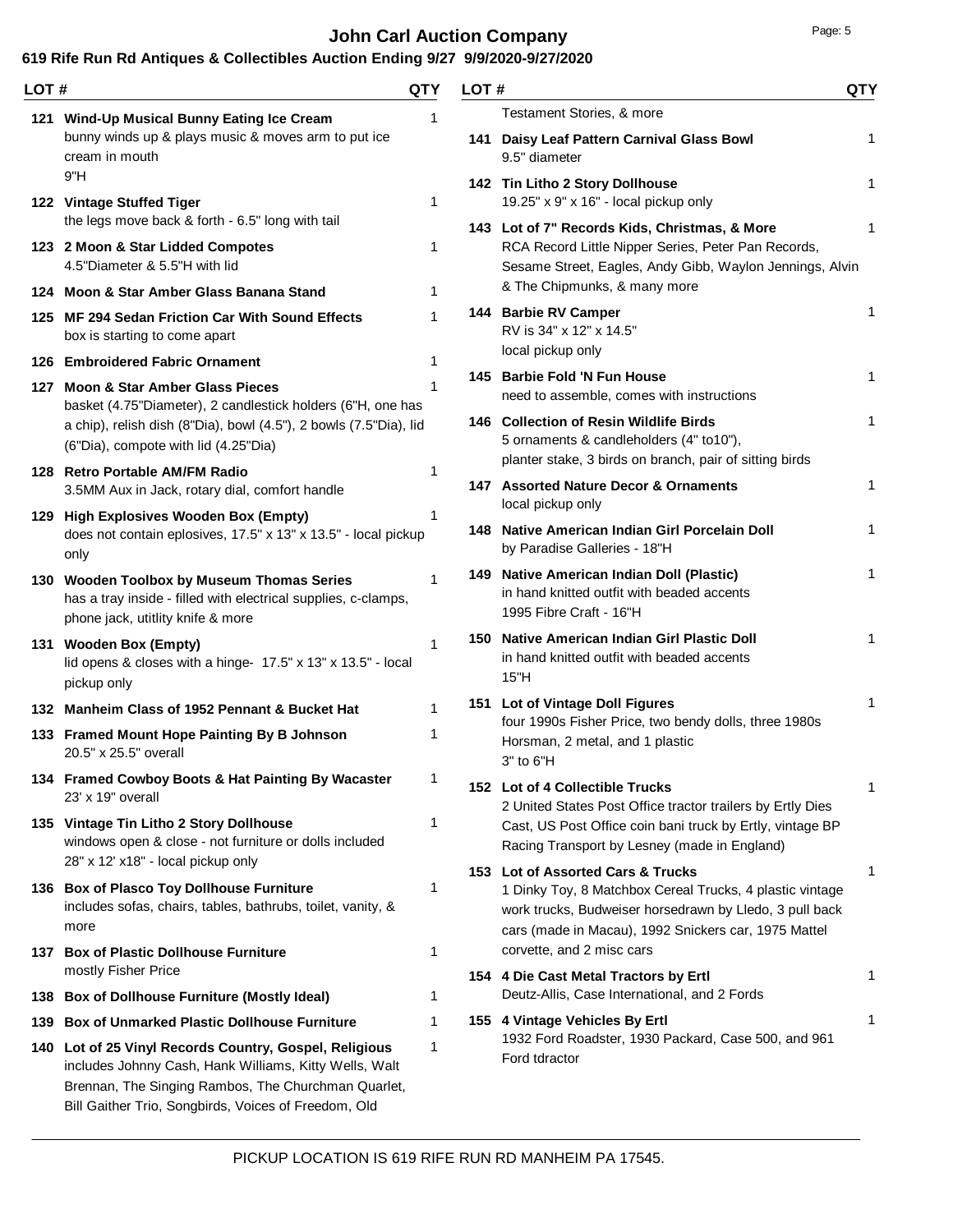# John Carl Auction Company

**619 Rife Run Rd Antiques & Collectibles Auction Ending 9/27 9/9/2020-9/27/2020**

| LOT # | | QTY |
|---|---|---|
| 121 | **Wind-Up Musical Bunny Eating Ice Cream**<br>bunny winds up & plays music & moves arm to put ice cream in mouth<br>9"H | 1 |
| 122 | **Vintage Stuffed Tiger**<br>the legs move back & forth - 6.5" long with tail | 1 |
| 123 | **2 Moon & Star Lidded Compotes**<br>4.5"Diameter & 5.5"H with lid | 1 |
| 124 | **Moon & Star Amber Glass Banana Stand** | 1 |
| 125 | **MF 294 Sedan Friction Car With Sound Effects**<br>box is starting to come apart | 1 |
| 126 | **Embroidered Fabric Ornament** | 1 |
| 127 | **Moon & Star Amber Glass Pieces**<br>basket (4.75"Diameter), 2 candlestick holders (6"H, one has a chip), relish dish (8"Dia), bowl (4.5"), 2 bowls (7.5"Dia), lid (6"Dia), compote with lid (4.25"Dia) | 1 |
| 128 | **Retro Portable AM/FM Radio**<br>3.5MM Aux in Jack, rotary dial, comfort handle | 1 |
| 129 | **High Explosives Wooden Box (Empty)**<br>does not contain eplosives, 17.5" x 13" x 13.5" - local pickup only | 1 |
| 130 | **Wooden Toolbox by Museum Thomas Series**<br>has a tray inside - filled with electrical supplies, c-clamps, phone jack, utitlity knife & more | 1 |
| 131 | **Wooden Box (Empty)**<br>lid opens & closes with a hinge- 17.5" x 13" x 13.5" - local pickup only | 1 |
| 132 | **Manheim Class of 1952 Pennant & Bucket Hat** | 1 |
| 133 | **Framed Mount Hope Painting By B Johnson**<br>20.5" x 25.5" overall | 1 |
| 134 | **Framed Cowboy Boots & Hat Painting By Wacaster**<br>23' x 19" overall | 1 |
| 135 | **Vintage Tin Litho 2 Story Dollhouse**<br>windows open & close - not furniture or dolls included<br>28" x 12' x18" - local pickup only | 1 |
| 136 | **Box of Plasco Toy Dollhouse Furniture**<br>includes sofas, chairs, tables, bathrubs, toilet, vanity, & more | 1 |
| 137 | **Box of Plastic Dollhouse Furniture**<br>mostly Fisher Price | 1 |
| 138 | **Box of Dollhouse Furniture (Mostly Ideal)** | 1 |
| 139 | **Box of Unmarked Plastic Dollhouse Furniture** | 1 |
| 140 | **Lot of 25 Vinyl Records Country, Gospel, Religious**<br>includes Johnny Cash, Hank Williams, Kitty Wells, Walt Brennan, The Singing Rambos, The Churchman Quarlet, Bill Gaither Trio, Songbirds, Voices of Freedom, Old Testament Stories, & more | 1 |
| 141 | **Daisy Leaf Pattern Carnival Glass Bowl**<br>9.5" diameter | 1 |
| 142 | **Tin Litho 2 Story Dollhouse**<br>19.25" x 9" x 16" - local pickup only | 1 |
| 143 | **Lot of 7" Records Kids, Christmas, & More**<br>RCA Record Little Nipper Series, Peter Pan Records, Sesame Street, Eagles, Andy Gibb, Waylon Jennings, Alvin & The Chipmunks, & many more | 1 |
| 144 | **Barbie RV Camper**<br>RV is 34" x 12" x 14.5"<br>local pickup only | 1 |
| 145 | **Barbie Fold 'N Fun House**<br>need to assemble, comes with instructions | 1 |
| 146 | **Collection of Resin Wildlife Birds**<br>5 ornaments & candleholders (4" to10"), planter stake, 3 birds on branch, pair of sitting birds | 1 |
| 147 | **Assorted Nature Decor & Ornaments**<br>local pickup only | 1 |
| 148 | **Native American Indian Girl Porcelain Doll**<br>by Paradise Galleries - 18"H | 1 |
| 149 | **Native American Indian Doll (Plastic)**<br>in hand knitted outfit with beaded accents<br>1995 Fibre Craft - 16"H | 1 |
| 150 | **Native American Indian Girl Plastic Doll**<br>in hand knitted outfit with beaded accents<br>15"H | 1 |
| 151 | **Lot of Vintage Doll Figures**<br>four 1990s Fisher Price, two bendy dolls, three 1980s Horsman, 2 metal, and 1 plastic<br>3" to 6"H | 1 |
| 152 | **Lot of 4 Collectible Trucks**<br>2 United States Post Office tractor trailers by Ertly Dies Cast, US Post Office coin bani truck by Ertly, vintage BP Racing Transport by Lesney (made in England) | 1 |
| 153 | **Lot of Assorted Cars & Trucks**<br>1 Dinky Toy, 8 Matchbox Cereal Trucks, 4 plastic vintage work trucks, Budweiser horsedrawn by Lledo, 3 pull back cars (made in Macau), 1992 Snickers car, 1975 Mattel corvette, and 2 misc cars | 1 |
| 154 | **4 Die Cast Metal Tractors by Ertl**<br>Deutz-Allis, Case International, and 2 Fords | 1 |
| 155 | **4 Vintage Vehicles By Ertl**<br>1932 Ford Roadster, 1930 Packard, Case 500, and 961 Ford tdractor | 1 |

PICKUP LOCATION IS 619 RIFE RUN RD MANHEIM PA 17545.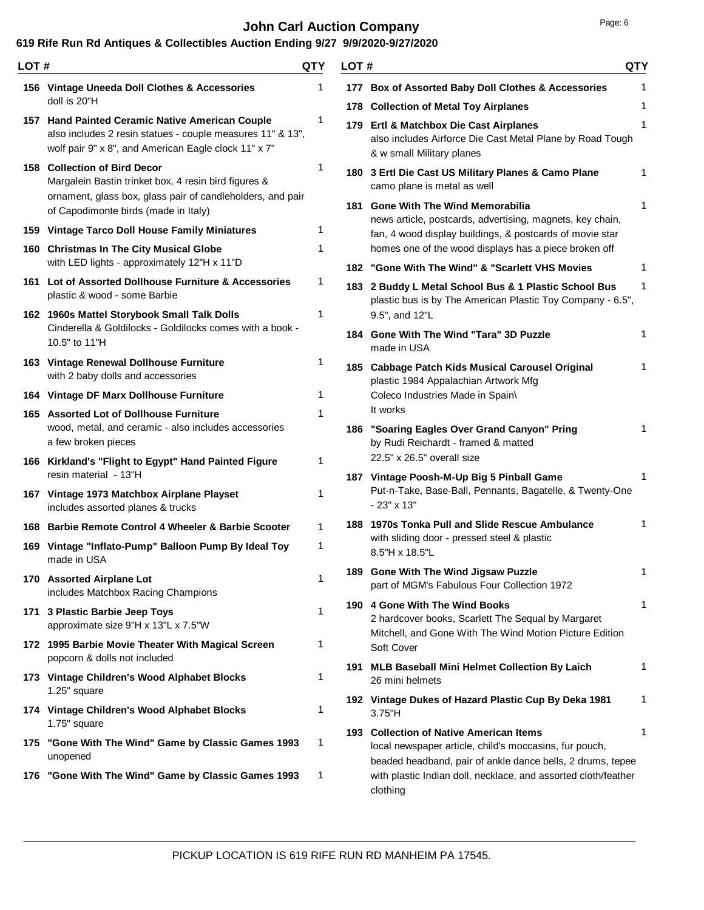# John Carl Auction Company

**619 Rife Run Rd Antiques & Collectibles Auction Ending 9/27 9/9/2020-9/27/2020**

| LOT # | | QTY |
|---|---|---|
| 156 | **Vintage Uneeda Doll Clothes & Accessories**<br>doll is 20"H | 1 |
| 157 | **Hand Painted Ceramic Native American Couple**<br>also includes 2 resin statues - couple measures 11" & 13", wolf pair 9" x 8", and American Eagle clock 11" x 7" | 1 |
| 158 | **Collection of Bird Decor**<br>Margalein Bastin trinket box, 4 resin bird figures & ornament, glass box, glass pair of candleholders, and pair of Capodimonte birds (made in Italy) | 1 |
| 159 | **Vintage Tarco Doll House Family Miniatures** | 1 |
| 160 | **Christmas In The City Musical Globe**<br>with LED lights - approximately 12"H x 11"D | 1 |
| 161 | **Lot of Assorted Dollhouse Furniture & Accessories**<br>plastic & wood - some Barbie | 1 |
| 162 | **1960s Mattel Storybook Small Talk Dolls**<br>Cinderella & Goldilocks - Goldilocks comes with a book - 10.5" to 11"H | 1 |
| 163 | **Vintage Renewal Dollhouse Furniture**<br>with 2 baby dolls and accessories | 1 |
| 164 | **Vintage DF Marx Dollhouse Furniture** | 1 |
| 165 | **Assorted Lot of Dollhouse Furniture**<br>wood, metal, and ceramic - also includes accessories a few broken pieces | 1 |
| 166 | **Kirkland's "Flight to Egypt" Hand Painted Figure**<br>resin material - 13"H | 1 |
| 167 | **Vintage 1973 Matchbox Airplane Playset**<br>includes assorted planes & trucks | 1 |
| 168 | **Barbie Remote Control 4 Wheeler & Barbie Scooter** | 1 |
| 169 | **Vintage "Inflato-Pump" Balloon Pump By Ideal Toy**<br>made in USA | 1 |
| 170 | **Assorted Airplane Lot**<br>includes Matchbox Racing Champions | 1 |
| 171 | **3 Plastic Barbie Jeep Toys**<br>approximate size 9"H x 13"L x 7.5"W | 1 |
| 172 | **1995 Barbie Movie Theater With Magical Screen**<br>popcorn & dolls not included | 1 |
| 173 | **Vintage Children's Wood Alphabet Blocks**<br>1.25" square | 1 |
| 174 | **Vintage Children's Wood Alphabet Blocks**<br>1.75" square | 1 |
| 175 | **"Gone With The Wind" Game by Classic Games 1993**<br>unopened | 1 |
| 176 | **"Gone With The Wind" Game by Classic Games 1993** | 1 |
| 177 | **Box of Assorted Baby Doll Clothes & Accessories** | 1 |
| 178 | **Collection of Metal Toy Airplanes** | 1 |
| 179 | **Ertl & Matchbox Die Cast Airplanes**<br>also includes Airforce Die Cast Metal Plane by Road Tough & w small Military planes | 1 |
| 180 | **3 Ertl Die Cast US Military Planes & Camo Plane**<br>camo plane is metal as well | 1 |
| 181 | **Gone With The Wind Memorabilia**<br>news article, postcards, advertising, magnets, key chain, fan, 4 wood display buildings, & postcards of movie star homes one of the wood displays has a piece broken off | 1 |
| 182 | **"Gone With The Wind" & "Scarlett VHS Movies** | 1 |
| 183 | **2 Buddy L Metal School Bus & 1 Plastic School Bus**<br>plastic bus is by The American Plastic Toy Company - 6.5", 9.5", and 12"L | 1 |
| 184 | **Gone With The Wind "Tara" 3D Puzzle**<br>made in USA | 1 |
| 185 | **Cabbage Patch Kids Musical Carousel Original**<br>plastic 1984 Appalachian Artwork Mfg<br>Coleco Industries Made in Spain\<br>It works | 1 |
| 186 | **"Soaring Eagles Over Grand Canyon" Pring**<br>by Rudi Reichardt - framed & matted<br>22.5" x 26.5" overall size | 1 |
| 187 | **Vintage Poosh-M-Up Big 5 Pinball Game**<br>Put-n-Take, Base-Ball, Pennants, Bagatelle, & Twenty-One - 23" x 13" | 1 |
| 188 | **1970s Tonka Pull and Slide Rescue Ambulance**<br>with sliding door - pressed steel & plastic<br>8.5"H x 18.5"L | 1 |
| 189 | **Gone With The Wind Jigsaw Puzzle**<br>part of MGM's Fabulous Four Collection 1972 | 1 |
| 190 | **4 Gone With The Wind Books**<br>2 hardcover books, Scarlett The Sequal by Margaret Mitchell, and Gone With The Wind Motion Picture Edition Soft Cover | 1 |
| 191 | **MLB Baseball Mini Helmet Collection By Laich**<br>26 mini helmets | 1 |
| 192 | **Vintage Dukes of Hazard Plastic Cup By Deka 1981**<br>3.75"H | 1 |
| 193 | **Collection of Native American Items**<br>local newspaper article, child's moccasins, fur pouch, beaded headband, pair of ankle dance bells, 2 drums, tepee with plastic Indian doll, necklace, and assorted cloth/feather clothing | 1 |

PICKUP LOCATION IS 619 RIFE RUN RD MANHEIM PA 17545.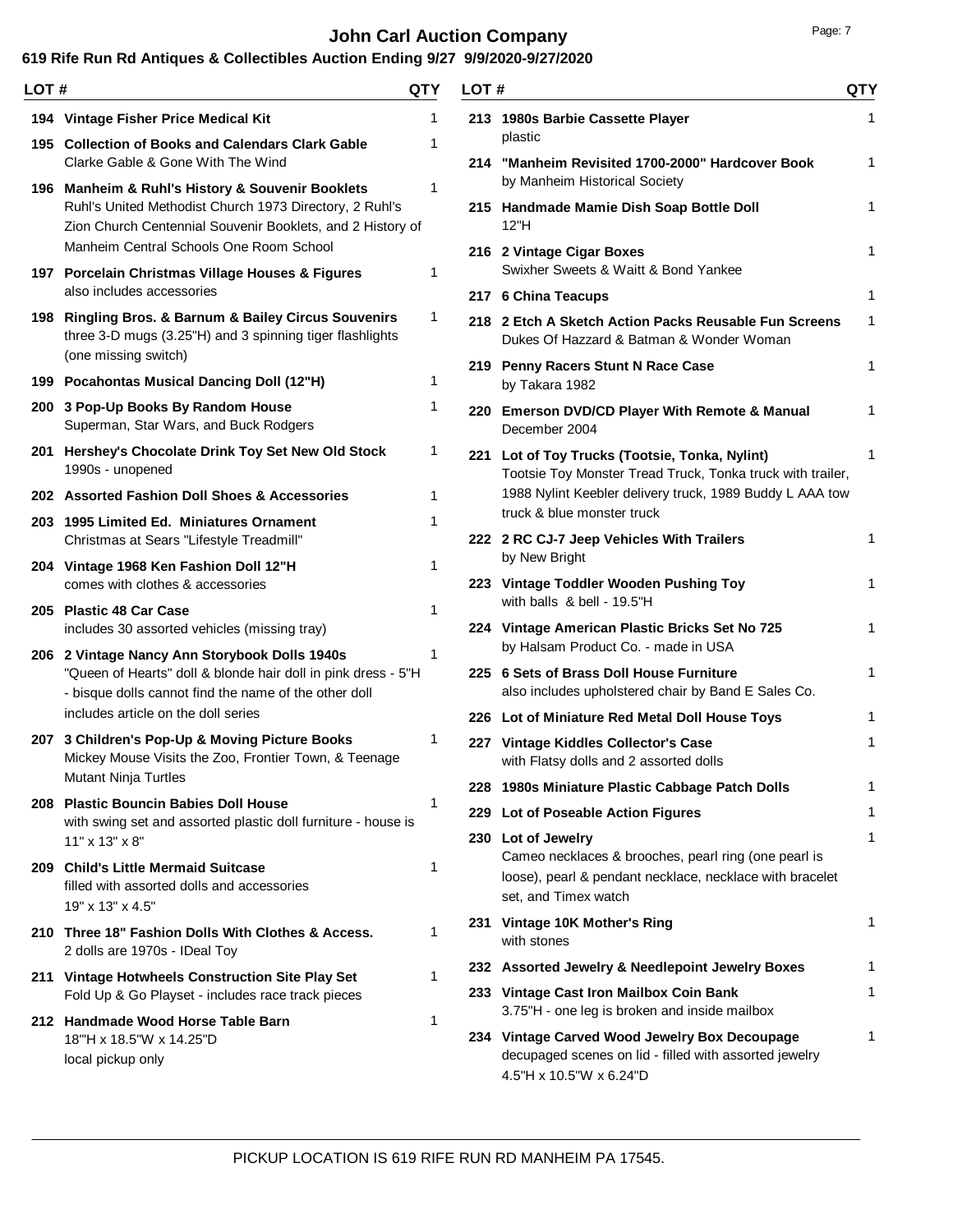# John Carl Auction Company

**619 Rife Run Rd Antiques & Collectibles Auction Ending 9/27 9/9/2020-9/27/2020**

| LOT # | | QTY |
|---|---|---|
| 194 | **Vintage Fisher Price Medical Kit** | 1 |
| 195 | **Collection of Books and Calendars Clark Gable**<br>Clarke Gable & Gone With The Wind | 1 |
| 196 | **Manheim & Ruhl's History & Souvenir Booklets**<br>Ruhl's United Methodist Church 1973 Directory, 2 Ruhl's Zion Church Centennial Souvenir Booklets, and 2 History of Manheim Central Schools One Room School | 1 |
| 197 | **Porcelain Christmas Village Houses & Figures**<br>also includes accessories | 1 |
| 198 | **Ringling Bros. & Barnum & Bailey Circus Souvenirs**<br>three 3-D mugs (3.25"H) and 3 spinning tiger flashlights (one missing switch) | 1 |
| 199 | **Pocahontas Musical Dancing Doll (12"H)** | 1 |
| 200 | **3 Pop-Up Books By Random House**<br>Superman, Star Wars, and Buck Rodgers | 1 |
| 201 | **Hershey's Chocolate Drink Toy Set New Old Stock**<br>1990s - unopened | 1 |
| 202 | **Assorted Fashion Doll Shoes & Accessories** | 1 |
| 203 | **1995 Limited Ed. Miniatures Ornament**<br>Christmas at Sears "Lifestyle Treadmill" | 1 |
| 204 | **Vintage 1968 Ken Fashion Doll 12"H**<br>comes with clothes & accessories | 1 |
| 205 | **Plastic 48 Car Case**<br>includes 30 assorted vehicles (missing tray) | 1 |
| 206 | **2 Vintage Nancy Ann Storybook Dolls 1940s**<br>"Queen of Hearts" doll & blonde hair doll in pink dress - 5"H - bisque dolls cannot find the name of the other doll includes article on the doll series | 1 |
| 207 | **3 Children's Pop-Up & Moving Picture Books**<br>Mickey Mouse Visits the Zoo, Frontier Town, & Teenage Mutant Ninja Turtles | 1 |
| 208 | **Plastic Bouncin Babies Doll House**<br>with swing set and assorted plastic doll furniture - house is 11" x 13" x 8" | 1 |
| 209 | **Child's Little Mermaid Suitcase**<br>filled with assorted dolls and accessories<br>19" x 13" x 4.5" | 1 |
| 210 | **Three 18" Fashion Dolls With Clothes & Access.**<br>2 dolls are 1970s - IDeal Toy | 1 |
| 211 | **Vintage Hotwheels Construction Site Play Set**<br>Fold Up & Go Playset - includes race track pieces | 1 |
| 212 | **Handmade Wood Horse Table Barn**<br>18"'H x 18.5"W x 14.25"D<br>local pickup only | 1 |
| 213 | **1980s Barbie Cassette Player**<br>plastic | 1 |
| 214 | **"Manheim Revisited 1700-2000" Hardcover Book**<br>by Manheim Historical Society | 1 |
| 215 | **Handmade Mamie Dish Soap Bottle Doll**<br>12"H | 1 |
| 216 | **2 Vintage Cigar Boxes**<br>Swixher Sweets & Waitt & Bond Yankee | 1 |
| 217 | **6 China Teacups** | 1 |
| 218 | **2 Etch A Sketch Action Packs Reusable Fun Screens**<br>Dukes Of Hazzard & Batman & Wonder Woman | 1 |
| 219 | **Penny Racers Stunt N Race Case**<br>by Takara 1982 | 1 |
| 220 | **Emerson DVD/CD Player With Remote & Manual**<br>December 2004 | 1 |
| 221 | **Lot of Toy Trucks (Tootsie, Tonka, Nylint)**<br>Tootsie Toy Monster Tread Truck, Tonka truck with trailer, 1988 Nylint Keebler delivery truck, 1989 Buddy L AAA tow truck & blue monster truck | 1 |
| 222 | **2 RC CJ-7 Jeep Vehicles With Trailers**<br>by New Bright | 1 |
| 223 | **Vintage Toddler Wooden Pushing Toy**<br>with balls & bell - 19.5"H | 1 |
| 224 | **Vintage American Plastic Bricks Set No 725**<br>by Halsam Product Co. - made in USA | 1 |
| 225 | **6 Sets of Brass Doll House Furniture**<br>also includes upholstered chair by Band E Sales Co. | 1 |
| 226 | **Lot of Miniature Red Metal Doll House Toys** | 1 |
| 227 | **Vintage Kiddles Collector's Case**<br>with Flatsy dolls and 2 assorted dolls | 1 |
| 228 | **1980s Miniature Plastic Cabbage Patch Dolls** | 1 |
| 229 | **Lot of Poseable Action Figures** | 1 |
| 230 | **Lot of Jewelry**<br>Cameo necklaces & brooches, pearl ring (one pearl is loose), pearl & pendant necklace, necklace with bracelet set, and Timex watch | 1 |
| 231 | **Vintage 10K Mother's Ring**<br>with stones | 1 |
| 232 | **Assorted Jewelry & Needlepoint Jewelry Boxes** | 1 |
| 233 | **Vintage Cast Iron Mailbox Coin Bank**<br>3.75"H - one leg is broken and inside mailbox | 1 |
| 234 | **Vintage Carved Wood Jewelry Box Decoupage**<br>decupaged scenes on lid - filled with assorted jewelry<br>4.5"H x 10.5"W x 6.24"D | 1 |

PICKUP LOCATION IS 619 RIFE RUN RD MANHEIM PA 17545.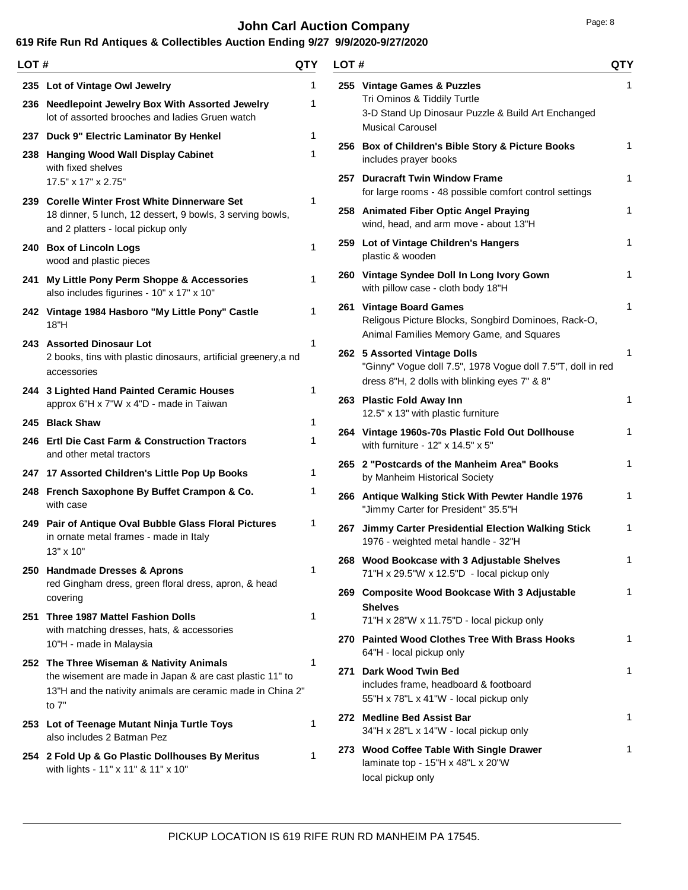# John Carl Auction Company

## 619 Rife Run Rd Antiques & Collectibles Auction Ending 9/27 9/9/2020-9/27/2020

| LOT # | | QTY |
|---|---|---|
| 235 | **Lot of Vintage Owl Jewelry** | 1 |
| 236 | **Needlepoint Jewelry Box With Assorted Jewelry**<br>lot of assorted brooches and ladies Gruen watch | 1 |
| 237 | **Duck 9" Electric Laminator By Henkel** | 1 |
| 238 | **Hanging Wood Wall Display Cabinet**<br>with fixed shelves<br>17.5" x 17" x 2.75" | 1 |
| 239 | **Corelle Winter Frost White Dinnerware Set**<br>18 dinner, 5 lunch, 12 dessert, 9 bowls, 3 serving bowls, and 2 platters - local pickup only | 1 |
| 240 | **Box of Lincoln Logs**<br>wood and plastic pieces | 1 |
| 241 | **My Little Pony Perm Shoppe & Accessories**<br>also includes figurines - 10" x 17" x 10" | 1 |
| 242 | **Vintage 1984 Hasboro "My Little Pony" Castle**<br>18"H | 1 |
| 243 | **Assorted Dinosaur Lot**<br>2 books, tins with plastic dinosaurs, artificial greenery,a nd accessories | 1 |
| 244 | **3 Lighted Hand Painted Ceramic Houses**<br>approx 6"H x 7"W x 4"D - made in Taiwan | 1 |
| 245 | **Black Shaw** | 1 |
| 246 | **Ertl Die Cast Farm & Construction Tractors**<br>and other metal tractors | 1 |
| 247 | **17 Assorted Children's Little Pop Up Books** | 1 |
| 248 | **French Saxophone By Buffet Crampon & Co.**<br>with case | 1 |
| 249 | **Pair of Antique Oval Bubble Glass Floral Pictures**<br>in ornate metal frames - made in Italy<br>13" x 10" | 1 |
| 250 | **Handmade Dresses & Aprons**<br>red Gingham dress, green floral dress, apron, & head covering | 1 |
| 251 | **Three 1987 Mattel Fashion Dolls**<br>with matching dresses, hats, & accessories<br>10"H - made in Malaysia | 1 |
| 252 | **The Three Wiseman & Nativity Animals**<br>the wisement are made in Japan & are cast plastic 11" to 13"H and the nativity animals are ceramic made in China 2" to 7" | 1 |
| 253 | **Lot of Teenage Mutant Ninja Turtle Toys**<br>also includes 2 Batman Pez | 1 |
| 254 | **2 Fold Up & Go Plastic Dollhouses By Meritus**<br>with lights - 11" x 11" & 11" x 10" | 1 |
| 255 | **Vintage Games & Puzzles**<br>Tri Ominos & Tiddily Turtle<br>3-D Stand Up Dinosaur Puzzle & Build Art Enchanged Musical Carousel | 1 |
| 256 | **Box of Children's Bible Story & Picture Books**<br>includes prayer books | 1 |
| 257 | **Duracraft Twin Window Frame**<br>for large rooms - 48 possible comfort control settings | 1 |
| 258 | **Animated Fiber Optic Angel Praying**<br>wind, head, and arm move - about 13"H | 1 |
| 259 | **Lot of Vintage Children's Hangers**<br>plastic & wooden | 1 |
| 260 | **Vintage Syndee Doll In Long Ivory Gown**<br>with pillow case - cloth body 18"H | 1 |
| 261 | **Vintage Board Games**<br>Religous Picture Blocks, Songbird Dominoes, Rack-O, Animal Families Memory Game, and Squares | 1 |
| 262 | **5 Assorted Vintage Dolls**<br>"Ginny" Vogue doll 7.5", 1978 Vogue doll 7.5"T, doll in red dress 8"H, 2 dolls with blinking eyes 7" & 8" | 1 |
| 263 | **Plastic Fold Away Inn**<br>12.5" x 13" with plastic furniture | 1 |
| 264 | **Vintage 1960s-70s Plastic Fold Out Dollhouse**<br>with furniture - 12" x 14.5" x 5" | 1 |
| 265 | **2 "Postcards of the Manheim Area" Books**<br>by Manheim Historical Society | 1 |
| 266 | **Antique Walking Stick With Pewter Handle 1976**<br>"Jimmy Carter for President" 35.5"H | 1 |
| 267 | **Jimmy Carter Presidential Election Walking Stick**<br>1976 - weighted metal handle - 32"H | 1 |
| 268 | **Wood Bookcase with 3 Adjustable Shelves**<br>71"H x 29.5"W x 12.5"D - local pickup only | 1 |
| 269 | **Composite Wood Bookcase With 3 Adjustable Shelves**<br>71"H x 28"W x 11.75"D - local pickup only | 1 |
| 270 | **Painted Wood Clothes Tree With Brass Hooks**<br>64"H - local pickup only | 1 |
| 271 | **Dark Wood Twin Bed**<br>includes frame, headboard & footboard<br>55"H x 78"L x 41"W - local pickup only | 1 |
| 272 | **Medline Bed Assist Bar**<br>34"H x 28"L x 14"W - local pickup only | 1 |
| 273 | **Wood Coffee Table With Single Drawer**<br>laminate top - 15"H x 48"L x 20"W<br>local pickup only | 1 |

PICKUP LOCATION IS 619 RIFE RUN RD MANHEIM PA 17545.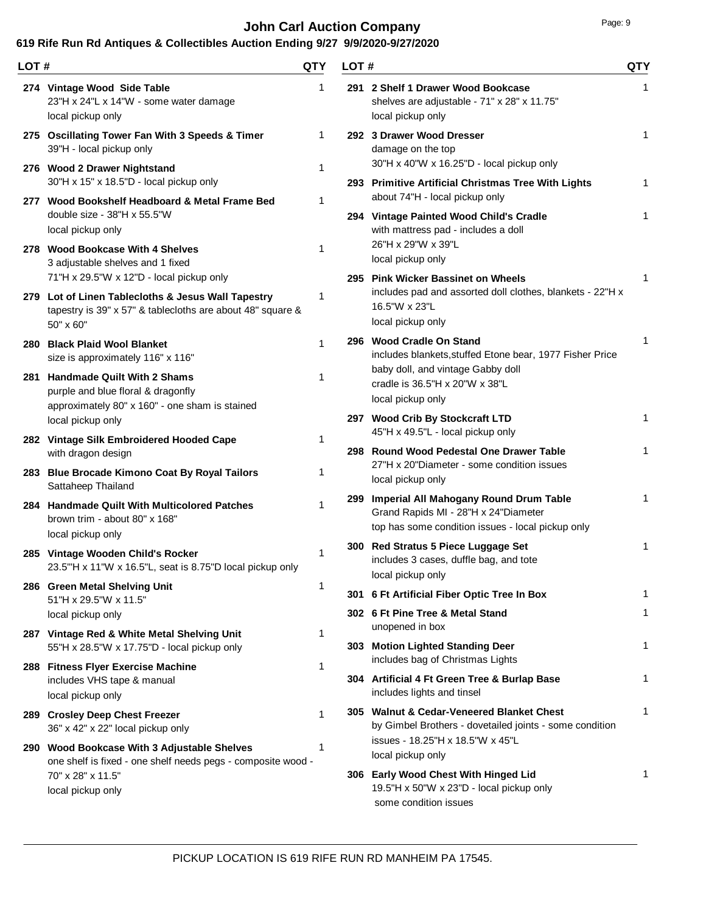# John Carl Auction Company

**619 Rife Run Rd Antiques & Collectibles Auction Ending 9/27 9/9/2020-9/27/2020**

| LOT # | | QTY |
|---|---|---|
| 274 | **Vintage Wood Side Table**<br>23"H x 24"L x 14"W - some water damage<br>local pickup only | 1 |
| 275 | **Oscillating Tower Fan With 3 Speeds & Timer**<br>39"H - local pickup only | 1 |
| 276 | **Wood 2 Drawer Nightstand**<br>30"H x 15" x 18.5"D - local pickup only | 1 |
| 277 | **Wood Bookshelf Headboard & Metal Frame Bed**<br>double size - 38"H x 55.5"W<br>local pickup only | 1 |
| 278 | **Wood Bookcase With 4 Shelves**<br>3 adjustable shelves and 1 fixed<br>71"H x 29.5"W x 12"D - local pickup only | 1 |
| 279 | **Lot of Linen Tablecloths & Jesus Wall Tapestry**<br>tapestry is 39" x 57" & tablecloths are about 48" square & 50" x 60" | 1 |
| 280 | **Black Plaid Wool Blanket**<br>size is approximately 116" x 116" | 1 |
| 281 | **Handmade Quilt With 2 Shams**<br>purple and blue floral & dragonfly<br>approximately 80" x 160" - one sham is stained<br>local pickup only | 1 |
| 282 | **Vintage Silk Embroidered Hooded Cape**<br>with dragon design | 1 |
| 283 | **Blue Brocade Kimono Coat By Royal Tailors**<br>Sattaheep Thailand | 1 |
| 284 | **Handmade Quilt With Multicolored Patches**<br>brown trim - about 80" x 168"<br>local pickup only | 1 |
| 285 | **Vintage Wooden Child's Rocker**<br>23.5'"H x 11"W x 16.5"L, seat is 8.75"D local pickup only | 1 |
| 286 | **Green Metal Shelving Unit**<br>51"H x 29.5"W x 11.5"<br>local pickup only | 1 |
| 287 | **Vintage Red & White Metal Shelving Unit**<br>55"H x 28.5"W x 17.75"D - local pickup only | 1 |
| 288 | **Fitness Flyer Exercise Machine**<br>includes VHS tape & manual<br>local pickup only | 1 |
| 289 | **Crosley Deep Chest Freezer**<br>36" x 42" x 22" local pickup only | 1 |
| 290 | **Wood Bookcase With 3 Adjustable Shelves**<br>one shelf is fixed - one shelf needs pegs - composite wood - 70" x 28" x 11.5"<br>local pickup only | 1 |
| 291 | **2 Shelf 1 Drawer Wood Bookcase**<br>shelves are adjustable - 71" x 28" x 11.75"<br>local pickup only | 1 |
| 292 | **3 Drawer Wood Dresser**<br>damage on the top<br>30"H x 40"W x 16.25"D - local pickup only | 1 |
| 293 | **Primitive Artificial Christmas Tree With Lights**<br>about 74"H - local pickup only | 1 |
| 294 | **Vintage Painted Wood Child's Cradle**<br>with mattress pad - includes a doll<br>26"H x 29"W x 39"L<br>local pickup only | 1 |
| 295 | **Pink Wicker Bassinet on Wheels**<br>includes pad and assorted doll clothes, blankets - 22"H x 16.5"W x 23"L<br>local pickup only | 1 |
| 296 | **Wood Cradle On Stand**<br>includes blankets,stuffed Etone bear, 1977 Fisher Price baby doll, and vintage Gabby doll<br>cradle is 36.5"H x 20"W x 38"L<br>local pickup only | 1 |
| 297 | **Wood Crib By Stockcraft LTD**<br>45"H x 49.5"L - local pickup only | 1 |
| 298 | **Round Wood Pedestal One Drawer Table**<br>27"H x 20"Diameter - some condition issues<br>local pickup only | 1 |
| 299 | **Imperial All Mahogany Round Drum Table**<br>Grand Rapids MI - 28"H x 24"Diameter<br>top has some condition issues - local pickup only | 1 |
| 300 | **Red Stratus 5 Piece Luggage Set**<br>includes 3 cases, duffle bag, and tote<br>local pickup only | 1 |
| 301 | **6 Ft Artificial Fiber Optic Tree In Box** | 1 |
| 302 | **6 Ft Pine Tree & Metal Stand**<br>unopened in box | 1 |
| 303 | **Motion Lighted Standing Deer**<br>includes bag of Christmas Lights | 1 |
| 304 | **Artificial 4 Ft Green Tree & Burlap Base**<br>includes lights and tinsel | 1 |
| 305 | **Walnut & Cedar-Veneered Blanket Chest**<br>by Gimbel Brothers - dovetailed joints - some condition issues - 18.25"H x 18.5"W x 45"L<br>local pickup only | 1 |
| 306 | **Early Wood Chest With Hinged Lid**<br>19.5"H x 50"W x 23"D - local pickup only<br>some condition issues | 1 |

PICKUP LOCATION IS 619 RIFE RUN RD MANHEIM PA 17545.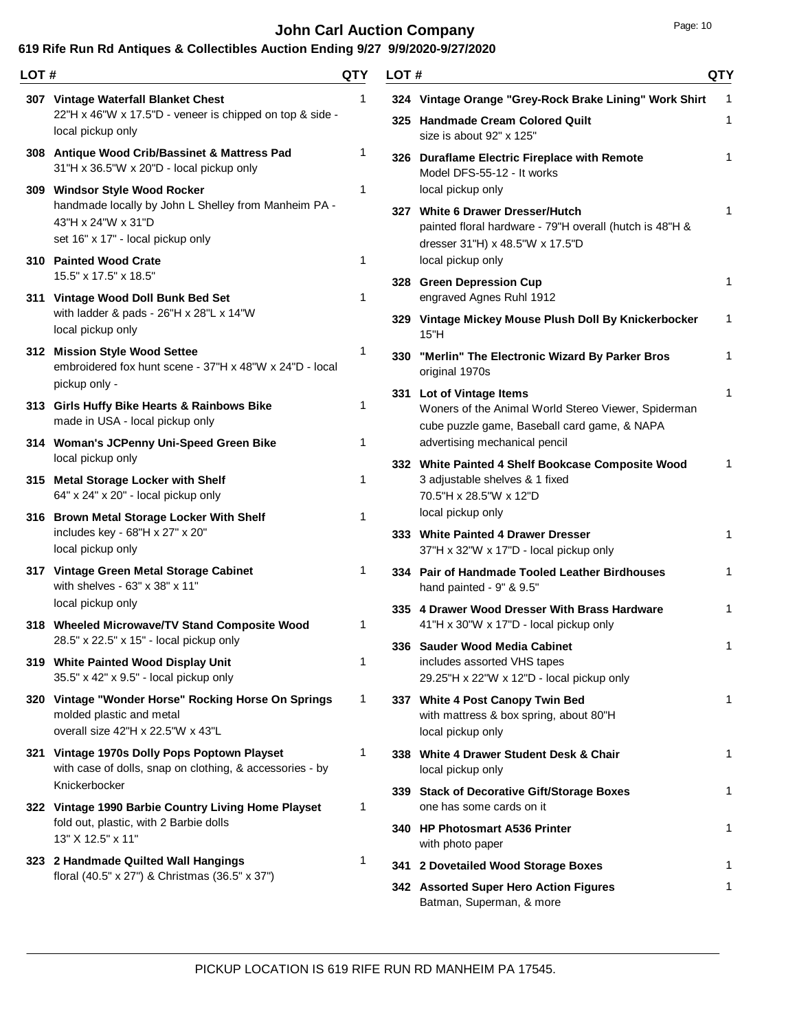# John Carl Auction Company

## 619 Rife Run Rd Antiques & Collectibles Auction Ending 9/27 9/9/2020-9/27/2020

| LOT # | | QTY |
|---|---|---|
| 307 | **Vintage Waterfall Blanket Chest**<br>22"H x 46"W x 17.5"D - veneer is chipped on top & side - local pickup only | 1 |
| 308 | **Antique Wood Crib/Bassinet & Mattress Pad**<br>31"H x 36.5"W x 20"D - local pickup only | 1 |
| 309 | **Windsor Style Wood Rocker**<br>handmade locally by John L Shelley from Manheim PA - 43"H x 24"W x 31"D<br>set 16" x 17" - local pickup only | 1 |
| 310 | **Painted Wood Crate**<br>15.5" x 17.5" x 18.5" | 1 |
| 311 | **Vintage Wood Doll Bunk Bed Set**<br>with ladder & pads - 26"H x 28"L x 14"W<br>local pickup only | 1 |
| 312 | **Mission Style Wood Settee**<br>embroidered fox hunt scene - 37"H x 48"W x 24"D - local pickup only - | 1 |
| 313 | **Girls Huffy Bike Hearts & Rainbows Bike**<br>made in USA - local pickup only | 1 |
| 314 | **Woman's JCPenny Uni-Speed Green Bike**<br>local pickup only | 1 |
| 315 | **Metal Storage Locker with Shelf**<br>64" x 24" x 20" - local pickup only | 1 |
| 316 | **Brown Metal Storage Locker With Shelf**<br>includes key - 68"H x 27" x 20"<br>local pickup only | 1 |
| 317 | **Vintage Green Metal Storage Cabinet**<br>with shelves - 63" x 38" x 11"<br>local pickup only | 1 |
| 318 | **Wheeled Microwave/TV Stand Composite Wood**<br>28.5" x 22.5" x 15" - local pickup only | 1 |
| 319 | **White Painted Wood Display Unit**<br>35.5" x 42" x 9.5" - local pickup only | 1 |
| 320 | **Vintage "Wonder Horse" Rocking Horse On Springs**<br>molded plastic and metal<br>overall size 42"H x 22.5"W x 43"L | 1 |
| 321 | **Vintage 1970s Dolly Pops Poptown Playset**<br>with case of dolls, snap on clothing, & accessories - by Knickerbocker | 1 |
| 322 | **Vintage 1990 Barbie Country Living Home Playset**<br>fold out, plastic, with 2 Barbie dolls<br>13" X 12.5" x 11" | 1 |
| 323 | **2 Handmade Quilted Wall Hangings**<br>floral (40.5" x 27") & Christmas (36.5" x 37") | 1 |
| 324 | **Vintage Orange "Grey-Rock Brake Lining" Work Shirt** | 1 |
| 325 | **Handmade Cream Colored Quilt**<br>size is about 92" x 125" | 1 |
| 326 | **Duraflame Electric Fireplace with Remote**<br>Model DFS-55-12 - It works<br>local pickup only | 1 |
| 327 | **White 6 Drawer Dresser/Hutch**<br>painted floral hardware - 79"H overall (hutch is 48"H & dresser 31"H) x 48.5"W x 17.5"D<br>local pickup only | 1 |
| 328 | **Green Depression Cup**<br>engraved Agnes Ruhl 1912 | 1 |
| 329 | **Vintage Mickey Mouse Plush Doll By Knickerbocker**<br>15"H | 1 |
| 330 | **"Merlin" The Electronic Wizard By Parker Bros**<br>original 1970s | 1 |
| 331 | **Lot of Vintage Items**<br>Woners of the Animal World Stereo Viewer, Spiderman cube puzzle game, Baseball card game, & NAPA advertising mechanical pencil | 1 |
| 332 | **White Painted 4 Shelf Bookcase Composite Wood**<br>3 adjustable shelves & 1 fixed<br>70.5"H x 28.5"W x 12"D<br>local pickup only | 1 |
| 333 | **White Painted 4 Drawer Dresser**<br>37"H x 32"W x 17"D - local pickup only | 1 |
| 334 | **Pair of Handmade Tooled Leather Birdhouses**<br>hand painted - 9" & 9.5" | 1 |
| 335 | **4 Drawer Wood Dresser With Brass Hardware**<br>41"H x 30"W x 17"D - local pickup only | 1 |
| 336 | **Sauder Wood Media Cabinet**<br>includes assorted VHS tapes<br>29.25"H x 22"W x 12"D - local pickup only | 1 |
| 337 | **White 4 Post Canopy Twin Bed**<br>with mattress & box spring, about 80"H<br>local pickup only | 1 |
| 338 | **White 4 Drawer Student Desk & Chair**<br>local pickup only | 1 |
| 339 | **Stack of Decorative Gift/Storage Boxes**<br>one has some cards on it | 1 |
| 340 | **HP Photosmart A536 Printer**<br>with photo paper | 1 |
| 341 | **2 Dovetailed Wood Storage Boxes** | 1 |
| 342 | **Assorted Super Hero Action Figures**<br>Batman, Superman, & more | 1 |

PICKUP LOCATION IS 619 RIFE RUN RD MANHEIM PA 17545.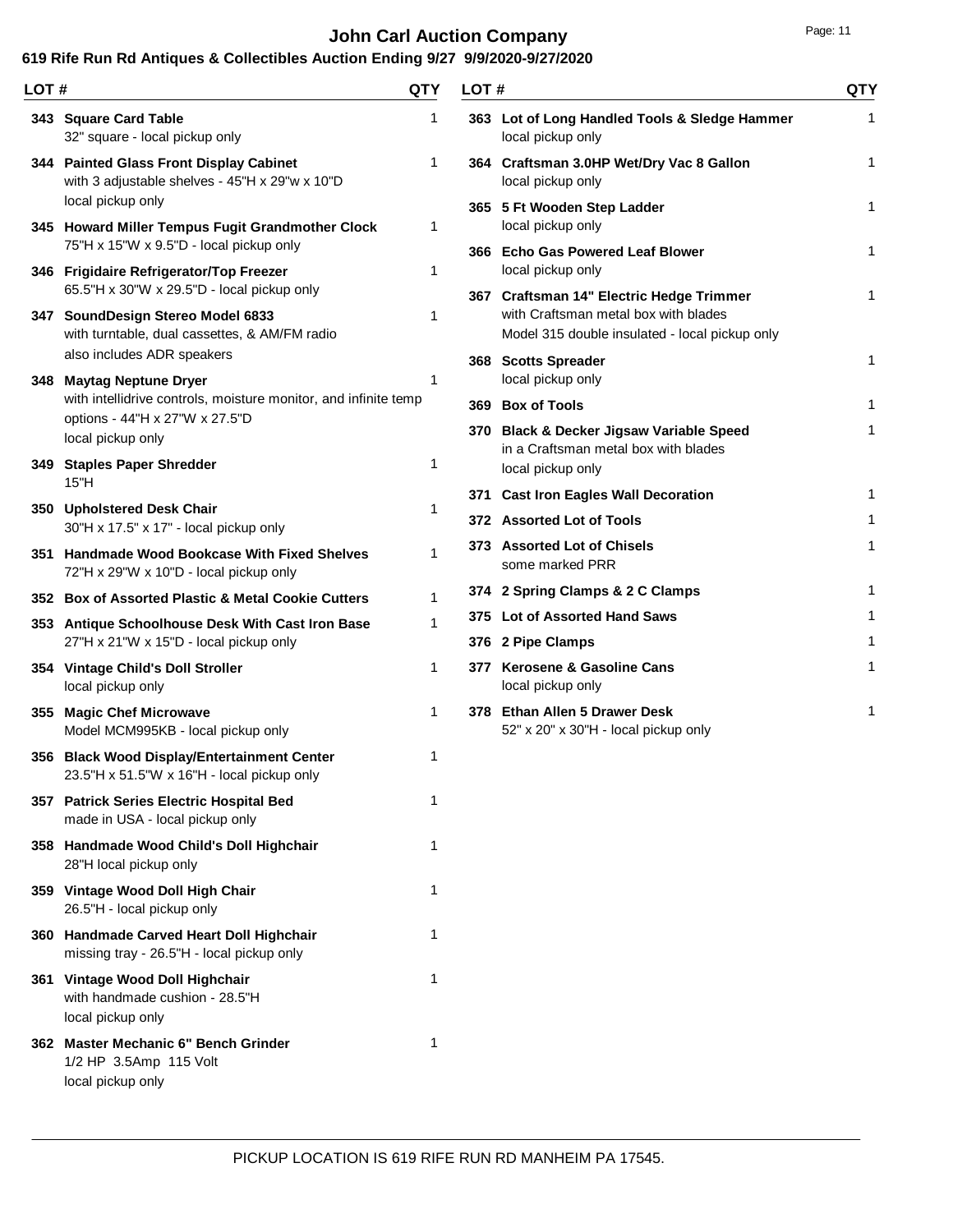# John Carl Auction Company

**619 Rife Run Rd Antiques & Collectibles Auction Ending 9/27 9/9/2020-9/27/2020**

| LOT # | | QTY |
|---|---|---|
| 343 | **Square Card Table**<br>32" square - local pickup only | 1 |
| 344 | **Painted Glass Front Display Cabinet**<br>with 3 adjustable shelves - 45"H x 29"w x 10"D<br>local pickup only | 1 |
| 345 | **Howard Miller Tempus Fugit Grandmother Clock**<br>75"H x 15"W x 9.5"D - local pickup only | 1 |
| 346 | **Frigidaire Refrigerator/Top Freezer**<br>65.5"H x 30"W x 29.5"D - local pickup only | 1 |
| 347 | **SoundDesign Stereo Model 6833**<br>with turntable, dual cassettes, & AM/FM radio<br>also includes ADR speakers | 1 |
| 348 | **Maytag Neptune Dryer**<br>with intellidrive controls, moisture monitor, and infinite temp options - 44"H x 27"W x 27.5"D<br>local pickup only | 1 |
| 349 | **Staples Paper Shredder**<br>15"H | 1 |
| 350 | **Upholstered Desk Chair**<br>30"H x 17.5" x 17" - local pickup only | 1 |
| 351 | **Handmade Wood Bookcase With Fixed Shelves**<br>72"H x 29"W x 10"D - local pickup only | 1 |
| 352 | **Box of Assorted Plastic & Metal Cookie Cutters** | 1 |
| 353 | **Antique Schoolhouse Desk With Cast Iron Base**<br>27"H x 21"W x 15"D - local pickup only | 1 |
| 354 | **Vintage Child's Doll Stroller**<br>local pickup only | 1 |
| 355 | **Magic Chef Microwave**<br>Model MCM995KB - local pickup only | 1 |
| 356 | **Black Wood Display/Entertainment Center**<br>23.5"H x 51.5"W x 16"H - local pickup only | 1 |
| 357 | **Patrick Series Electric Hospital Bed**<br>made in USA - local pickup only | 1 |
| 358 | **Handmade Wood Child's Doll Highchair**<br>28"H local pickup only | 1 |
| 359 | **Vintage Wood Doll High Chair**<br>26.5"H - local pickup only | 1 |
| 360 | **Handmade Carved Heart Doll Highchair**<br>missing tray - 26.5"H - local pickup only | 1 |
| 361 | **Vintage Wood Doll Highchair**<br>with handmade cushion - 28.5"H<br>local pickup only | 1 |
| 362 | **Master Mechanic 6" Bench Grinder**<br>1/2 HP 3.5Amp 115 Volt<br>local pickup only | 1 |
| 363 | **Lot of Long Handled Tools & Sledge Hammer**<br>local pickup only | 1 |
| 364 | **Craftsman 3.0HP Wet/Dry Vac 8 Gallon**<br>local pickup only | 1 |
| 365 | **5 Ft Wooden Step Ladder**<br>local pickup only | 1 |
| 366 | **Echo Gas Powered Leaf Blower**<br>local pickup only | 1 |
| 367 | **Craftsman 14" Electric Hedge Trimmer**<br>with Craftsman metal box with blades<br>Model 315 double insulated - local pickup only | 1 |
| 368 | **Scotts Spreader**<br>local pickup only | 1 |
| 369 | **Box of Tools** | 1 |
| 370 | **Black & Decker Jigsaw Variable Speed**<br>in a Craftsman metal box with blades<br>local pickup only | 1 |
| 371 | **Cast Iron Eagles Wall Decoration** | 1 |
| 372 | **Assorted Lot of Tools** | 1 |
| 373 | **Assorted Lot of Chisels**<br>some marked PRR | 1 |
| 374 | **2 Spring Clamps & 2 C Clamps** | 1 |
| 375 | **Lot of Assorted Hand Saws** | 1 |
| 376 | **2 Pipe Clamps** | 1 |
| 377 | **Kerosene & Gasoline Cans**<br>local pickup only | 1 |
| 378 | **Ethan Allen 5 Drawer Desk**<br>52" x 20" x 30"H - local pickup only | 1 |

PICKUP LOCATION IS 619 RIFE RUN RD MANHEIM PA 17545.